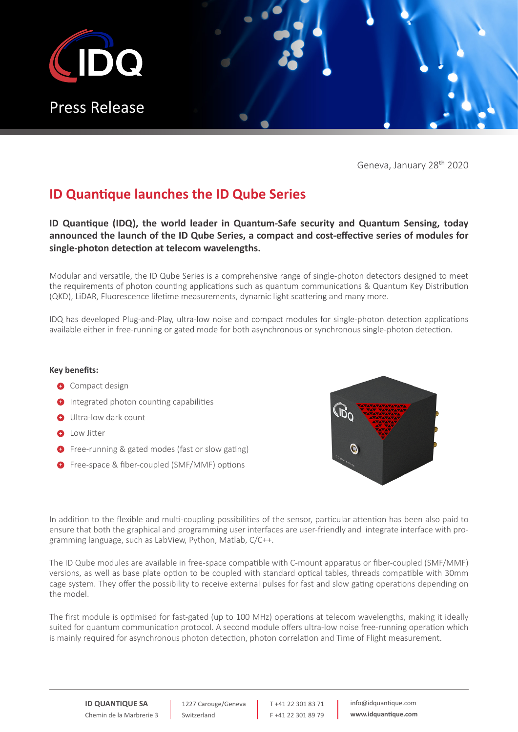Press Release

Geneva, January 28th 2020

# ID Quantique launches the ID Qube Series

**ID Quantique (IDQ), the world leader in Quantum-Safe security and Quantum Sensing, today announced the launch of the ID Qube Series, a compact and cost-effective series of modules for single-photon detection at telecom wavelengths.**

Modular and versatile, the ID Qube Series is a comprehensive range of single-photon detectors designed to meet the requirements of photon counting applications such as quantum communications & Quantum Key Distribution (QKD), LiDAR, Fluorescence lifetime measurements, dynamic light scattering and many more.

IDQ has developed Plug-and-Play, ultra-low noise and compact modules for single-photon detection applications available either in free-running or gated mode for both asynchronous or synchronous single-photon detection.

**Key benefits:**

- Compact design
- Integrated photon counting capabilities
- Ultra-low dark count
- Low Jitter
- Free-running & gated modes (fast or slow gating)
- Free-space & fiber-coupled (SMF/MMF) options

In addition to the flexible and multi-coupling possibilities of the sensor, particular attention has been also paid to ensure that both the graphical and programming user interfaces are user-friendly and integrate interface with programming language, such as LabView, Python, Matlab, C/C++.

The ID Qube modules are available in free-space compatible with C-mount apparatus or fiber-coupled (SMF/MMF) versions, as well as base plate option to be coupled with standard optical tables, threads compatible with 30mm cage system. They offer the possibility to receive external pulses for fast and slow gating operations depending on the model.

The first module is optimised for fast-gated (up to 100 MHz) operations at telecom wavelengths, making it ideally suited for quantum communication protocol. A second module offers ultra-low noise free-running operation which is mainly required for asynchronous photon detection, photon correlation and Time of Flight measurement.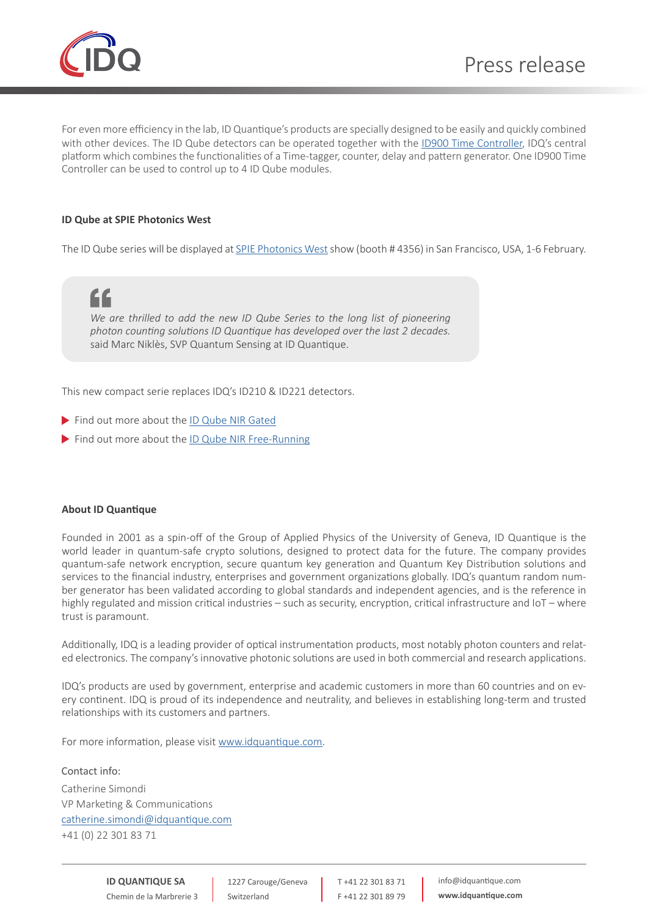For even more efficiency in the lab, ID Quantique's products are specially designed to be easily and quickly combined with other devices. The ID Qube detectors can be operated together with the ID900 Time Controller, IDQ's central platform which combines the functionalities of a Time-tagger, counter, delay and pattern generator. One ID900 Time Controller can be used to control up to 4 ID Qube modules.

**ID Qube at SPIE Photonics West**

The ID Qube series will be displayed at SPIE Photonics West show (booth # 4356) in San Francisco, USA, 1-6 February.

> *We are thrilled to add the new ID Qube Series to the long list of pioneering photon counting solutions ID Quantique has developed over the last 2 decades.*
> said Marc Niklès, SVP Quantum Sensing at ID Quantique.

This new compact serie replaces IDQ's ID210 & ID221 detectors.

- Find out more about the ID Qube NIR Gated
- Find out more about the ID Qube NIR Free-Running

**About ID Quantique**

Founded in 2001 as a spin-off of the Group of Applied Physics of the University of Geneva, ID Quantique is the world leader in quantum-safe crypto solutions, designed to protect data for the future. The company provides quantum-safe network encryption, secure quantum key generation and Quantum Key Distribution solutions and services to the financial industry, enterprises and government organizations globally. IDQ's quantum random number generator has been validated according to global standards and independent agencies, and is the reference in highly regulated and mission critical industries – such as security, encryption, critical infrastructure and IoT – where trust is paramount.

Additionally, IDQ is a leading provider of optical instrumentation products, most notably photon counters and related electronics. The company's innovative photonic solutions are used in both commercial and research applications.

IDQ's products are used by government, enterprise and academic customers in more than 60 countries and on every continent. IDQ is proud of its independence and neutrality, and believes in establishing long-term and trusted relationships with its customers and partners.

For more information, please visit www.idquantique.com.

Contact info:
Catherine Simondi
VP Marketing & Communications
catherine.simondi@idquantique.com
+41 (0) 22 301 83 71

**ID QUANTIQUE SA**
Chemin de la Marbrerie 3
1227 Carouge/Geneva
Switzerland
T +41 22 301 83 71
F +41 22 301 89 79
info@idquantique.com
**www.idquantique.com**